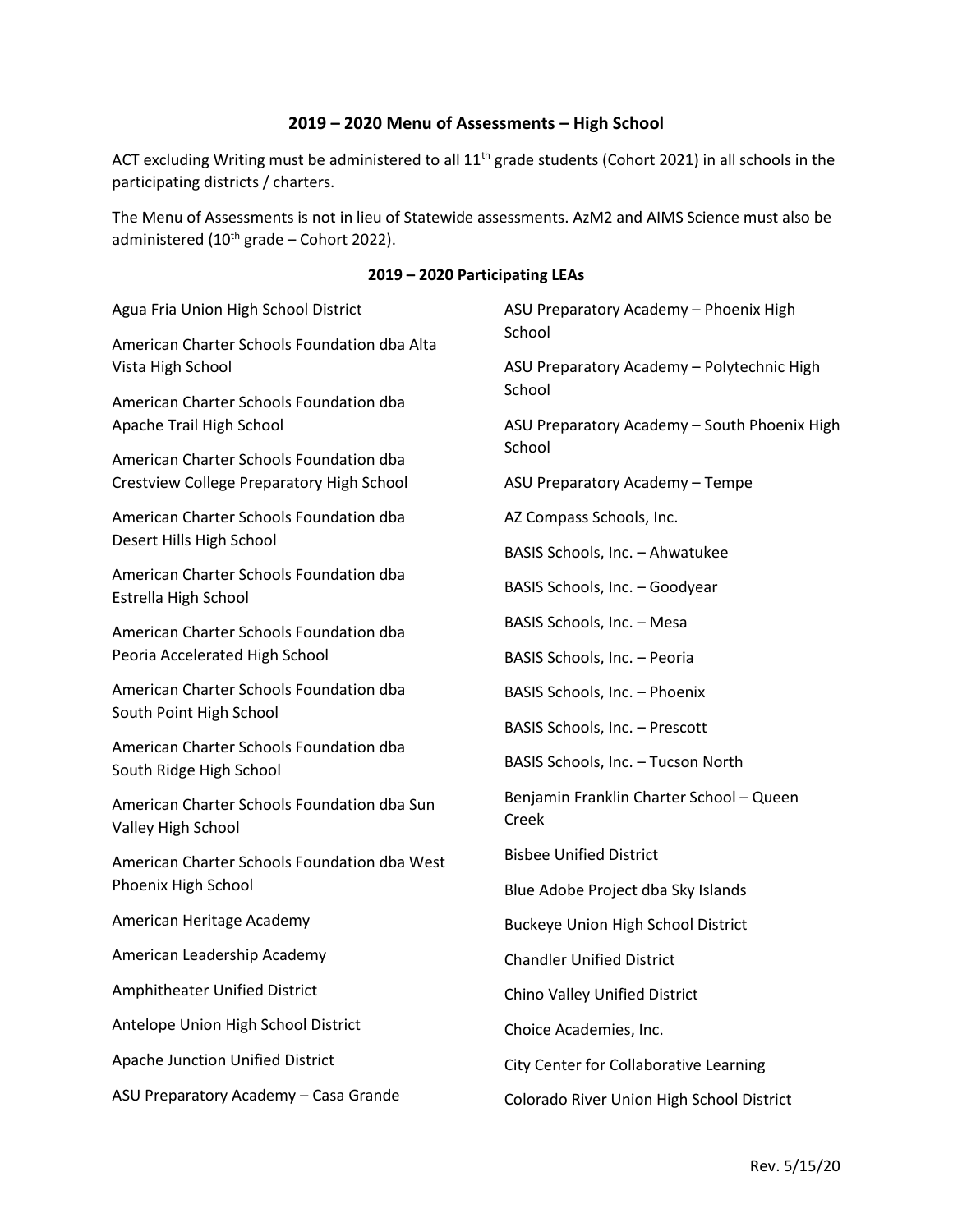# 2019 – 2020 Menu of Assessments – High School

ACT excluding Writing must be administered to all 11th grade students (Cohort 2021) in all schools in the participating districts / charters.

The Menu of Assessments is not in lieu of Statewide assessments. AzM2 and AIMS Science must also be administered (10th grade – Cohort 2022).

## 2019 – 2020 Participating LEAs

Agua Fria Union High School District

American Charter Schools Foundation dba Alta Vista High School

American Charter Schools Foundation dba Apache Trail High School

American Charter Schools Foundation dba Crestview College Preparatory High School

American Charter Schools Foundation dba Desert Hills High School

American Charter Schools Foundation dba Estrella High School

American Charter Schools Foundation dba Peoria Accelerated High School

American Charter Schools Foundation dba South Point High School

American Charter Schools Foundation dba South Ridge High School

American Charter Schools Foundation dba Sun Valley High School

American Charter Schools Foundation dba West Phoenix High School

American Heritage Academy

American Leadership Academy

Amphitheater Unified District

Antelope Union High School District

Apache Junction Unified District

ASU Preparatory Academy – Casa Grande

ASU Preparatory Academy – Phoenix High School

ASU Preparatory Academy – Polytechnic High School

ASU Preparatory Academy – South Phoenix High School

ASU Preparatory Academy – Tempe

AZ Compass Schools, Inc.

BASIS Schools, Inc. – Ahwatukee

BASIS Schools, Inc. – Goodyear

BASIS Schools, Inc. – Mesa

BASIS Schools, Inc. – Peoria

BASIS Schools, Inc. – Phoenix

BASIS Schools, Inc. – Prescott

BASIS Schools, Inc. – Tucson North

Benjamin Franklin Charter School – Queen Creek

Bisbee Unified District

Blue Adobe Project dba Sky Islands

Buckeye Union High School District

Chandler Unified District

Chino Valley Unified District

Choice Academies, Inc.

City Center for Collaborative Learning

Colorado River Union High School District

Rev. 5/15/20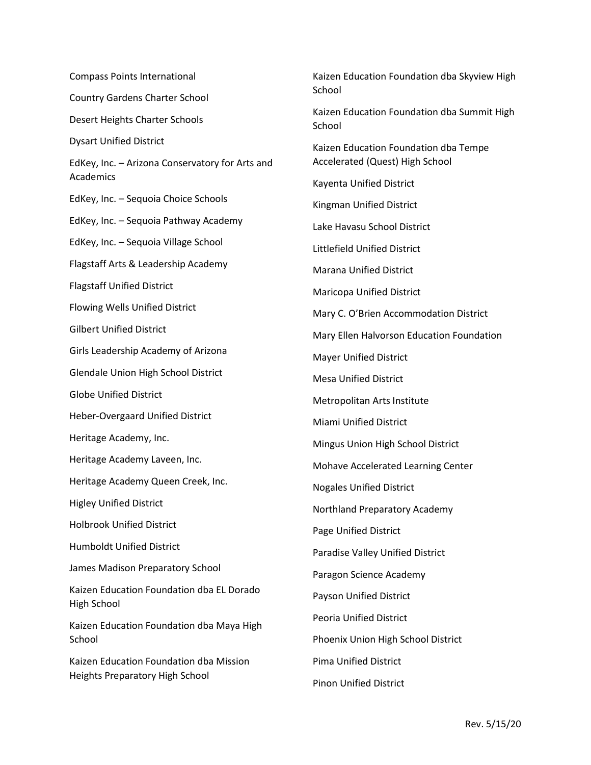Compass Points International

Country Gardens Charter School

Desert Heights Charter Schools

Dysart Unified District

EdKey, Inc. – Arizona Conservatory for Arts and Academics

EdKey, Inc. – Sequoia Choice Schools

EdKey, Inc. – Sequoia Pathway Academy

EdKey, Inc. – Sequoia Village School

Flagstaff Arts & Leadership Academy

Flagstaff Unified District

Flowing Wells Unified District

Gilbert Unified District

Girls Leadership Academy of Arizona

Glendale Union High School District

Globe Unified District

Heber-Overgaard Unified District

Heritage Academy, Inc.

Heritage Academy Laveen, Inc.

Heritage Academy Queen Creek, Inc.

Higley Unified District

Holbrook Unified District

Humboldt Unified District

James Madison Preparatory School

Kaizen Education Foundation dba EL Dorado High School

Kaizen Education Foundation dba Maya High School

Kaizen Education Foundation dba Mission Heights Preparatory High School

Kaizen Education Foundation dba Skyview High School

Kaizen Education Foundation dba Summit High School

Kaizen Education Foundation dba Tempe Accelerated (Quest) High School

Kayenta Unified District

Kingman Unified District

Lake Havasu School District

Littlefield Unified District

Marana Unified District

Maricopa Unified District

Mary C. O'Brien Accommodation District

Mary Ellen Halvorson Education Foundation

Mayer Unified District

Mesa Unified District

Metropolitan Arts Institute

Miami Unified District

Mingus Union High School District

Mohave Accelerated Learning Center

Nogales Unified District

Northland Preparatory Academy

Page Unified District

Paradise Valley Unified District

Paragon Science Academy

Payson Unified District

Peoria Unified District

Phoenix Union High School District

Pima Unified District

Pinon Unified District

Rev. 5/15/20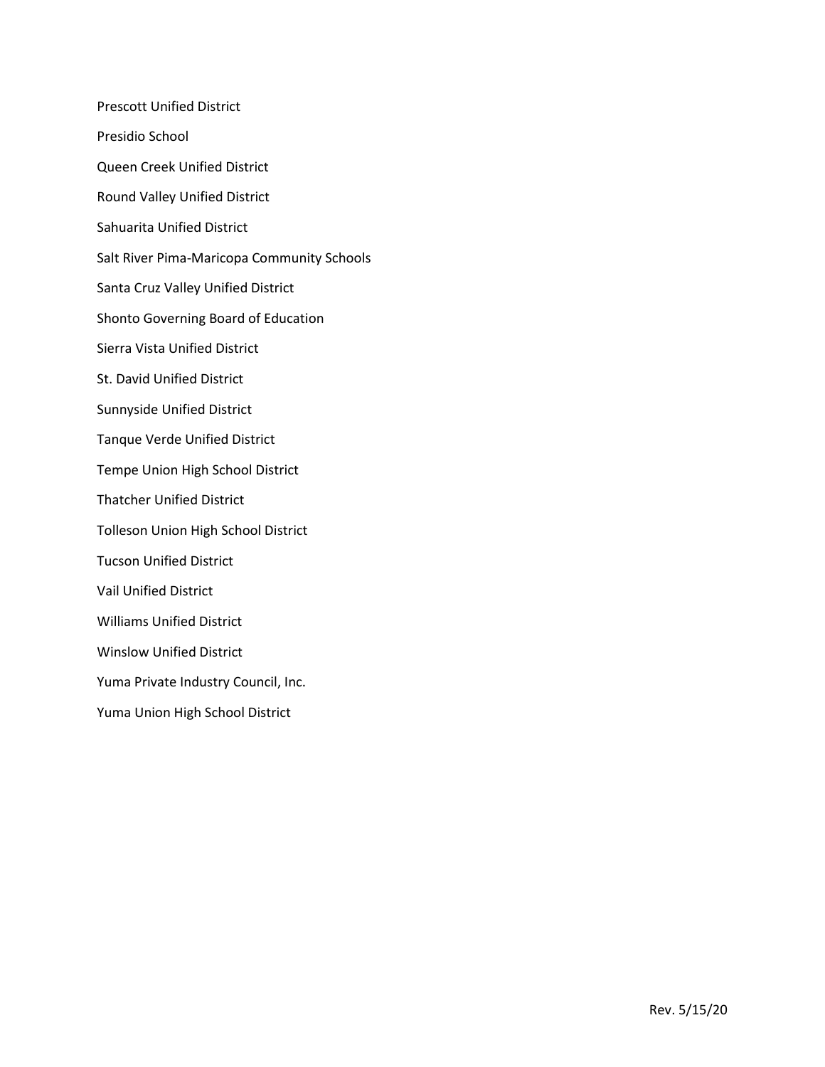Prescott Unified District

Presidio School

Queen Creek Unified District

Round Valley Unified District

Sahuarita Unified District

Salt River Pima-Maricopa Community Schools

Santa Cruz Valley Unified District

Shonto Governing Board of Education

Sierra Vista Unified District

St. David Unified District

Sunnyside Unified District

Tanque Verde Unified District

Tempe Union High School District

Thatcher Unified District

Tolleson Union High School District

Tucson Unified District

Vail Unified District

Williams Unified District

Winslow Unified District

Yuma Private Industry Council, Inc.

Yuma Union High School District

Rev. 5/15/20